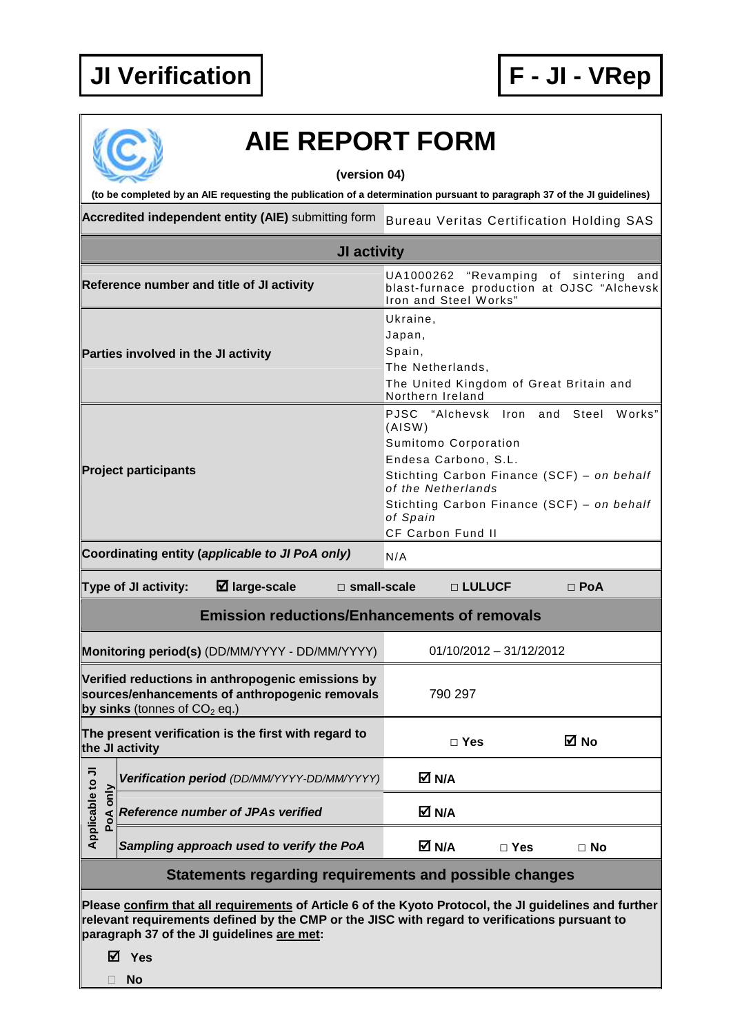# JI Verification

# F - JI - VRep

## AIE REPORT FORM

**(version 04)**

**(to be completed by an AIE requesting the publication of a determination pursuant to paragraph 37 of the JI guidelines)**

| | |
|---|---|
| **Accredited independent entity (AIE)** submitting form | Bureau Veritas Certification Holding SAS |

### JI activity

| | |
|---|---|
| **Reference number and title of JI activity** | UA1000262 "Revamping of sintering and blast-furnace production at OJSC "Alchevsk Iron and Steel Works" |
| **Parties involved in the JI activity** | Ukraine,<br>Japan,<br>Spain,<br>The Netherlands,<br>The United Kingdom of Great Britain and Northern Ireland |
| **Project participants** | PJSC "Alchevsk Iron and Steel Works" (AISW)<br>Sumitomo Corporation<br>Endesa Carbono, S.L.<br>Stichting Carbon Finance (SCF) – *on behalf of the Netherlands*<br>Stichting Carbon Finance (SCF) – *on behalf of Spain*<br>CF Carbon Fund II |
| **Coordinating entity (*applicable to JI PoA only*)** | N/A |

**Type of JI activity:** ☑ **large-scale** □ **small-scale** □ **LULUCF** □ **PoA**

### Emission reductions/Enhancements of removals

| | | | |
|---|---|---|---|
| **Monitoring period(s)** (DD/MM/YYYY - DD/MM/YYYY) | 01/10/2012 – 31/12/2012 | | |
| **Verified reductions in anthropogenic emissions by sources/enhancements of anthropogenic removals by sinks** (tonnes of $CO_2$ eq.) | 790 297 | | |
| **The present verification is the first with regard to the JI activity** | □ **Yes** | ☑ **No** | |
| *Applicable to JI PoA only:* ***Verification period*** *(DD/MM/YYYY-DD/MM/YYYY)* | ☑ **N/A** | | |
| *Applicable to JI PoA only:* ***Reference number of JPAs verified*** | ☑ **N/A** | | |
| *Applicable to JI PoA only:* ***Sampling approach used to verify the PoA*** | ☑ **N/A** | □ **Yes** | □ **No** |

### Statements regarding requirements and possible changes

**Please confirm that all requirements of Article 6 of the Kyoto Protocol, the JI guidelines and further relevant requirements defined by the CMP or the JISC with regard to verifications pursuant to paragraph 37 of the JI guidelines are met:**

☑ **Yes**

□ **No**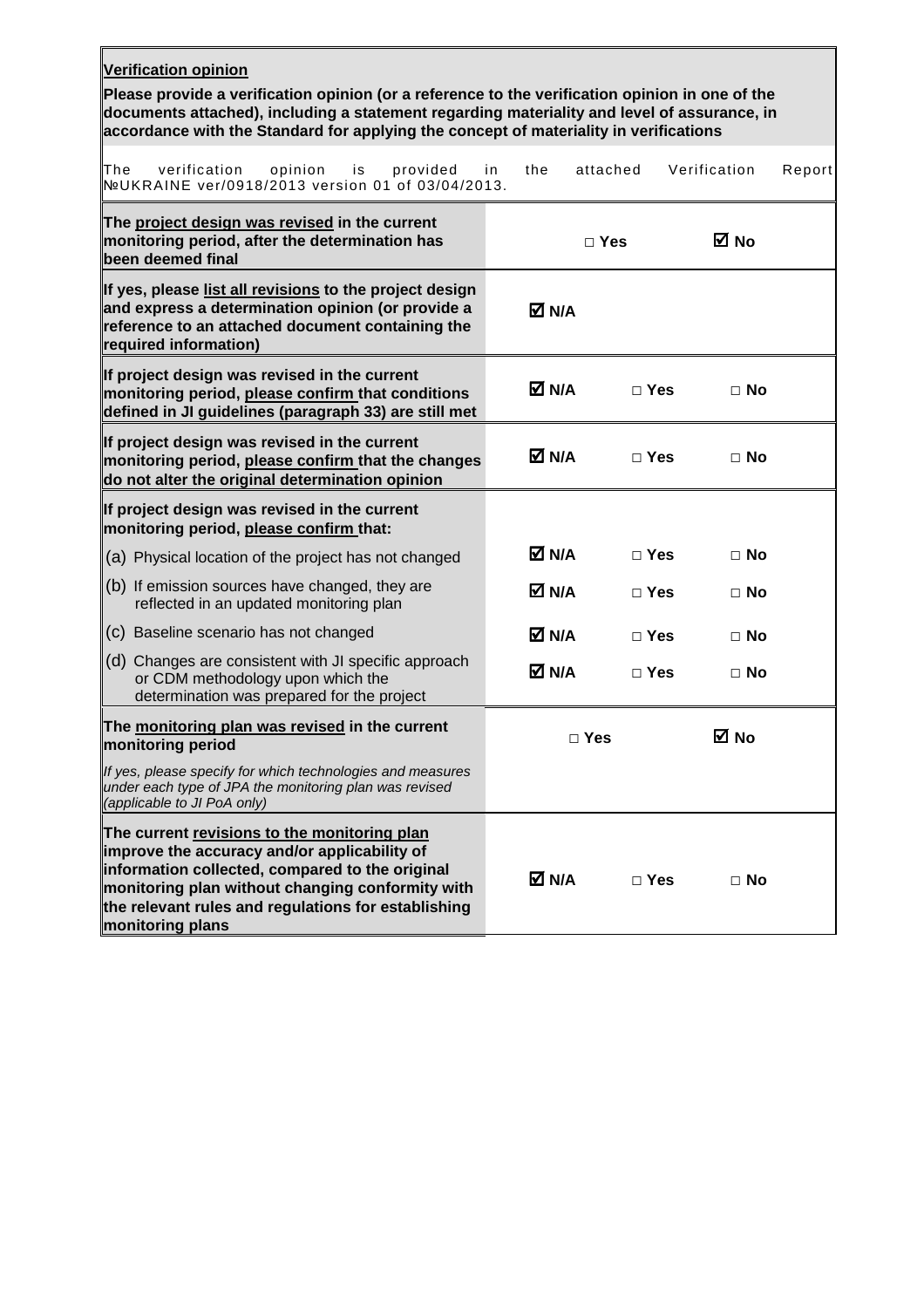| **Verification opinion** | | | |
|---|---|---|---|
| **Please provide a verification opinion (or a reference to the verification opinion in one of the documents attached), including a statement regarding materiality and level of assurance, in accordance with the Standard for applying the concept of materiality in verifications** | | | |
| The verification opinion is provided in the attached Verification Report №UKRAINE ver/0918/2013 version 01 of 03/04/2013. | | | |
| **The project design was revised in the current monitoring period, after the determination has been deemed final** | □ **Yes** | | ☑ **No** |
| **If yes, please list all revisions to the project design and express a determination opinion (or provide a reference to an attached document containing the required information)** | ☑ **N/A** | | |
| **If project design was revised in the current monitoring period, please confirm that conditions defined in JI guidelines (paragraph 33) are still met** | ☑ **N/A** | □ **Yes** | □ **No** |
| **If project design was revised in the current monitoring period, please confirm that the changes do not alter the original determination opinion** | ☑ **N/A** | □ **Yes** | □ **No** |
| **If project design was revised in the current monitoring period, please confirm that:** | | | |
| (a) Physical location of the project has not changed | ☑ **N/A** | □ **Yes** | □ **No** |
| (b) If emission sources have changed, they are reflected in an updated monitoring plan | ☑ **N/A** | □ **Yes** | □ **No** |
| (c) Baseline scenario has not changed | ☑ **N/A** | □ **Yes** | □ **No** |
| (d) Changes are consistent with JI specific approach or CDM methodology upon which the determination was prepared for the project | ☑ **N/A** | □ **Yes** | □ **No** |
| **The monitoring plan was revised in the current monitoring period** | □ **Yes** | | ☑ **No** |
| *If yes, please specify for which technologies and measures under each type of JPA the monitoring plan was revised (applicable to JI PoA only)* | | | |
| **The current revisions to the monitoring plan improve the accuracy and/or applicability of information collected, compared to the original monitoring plan without changing conformity with the relevant rules and regulations for establishing monitoring plans** | ☑ **N/A** | □ **Yes** | □ **No** |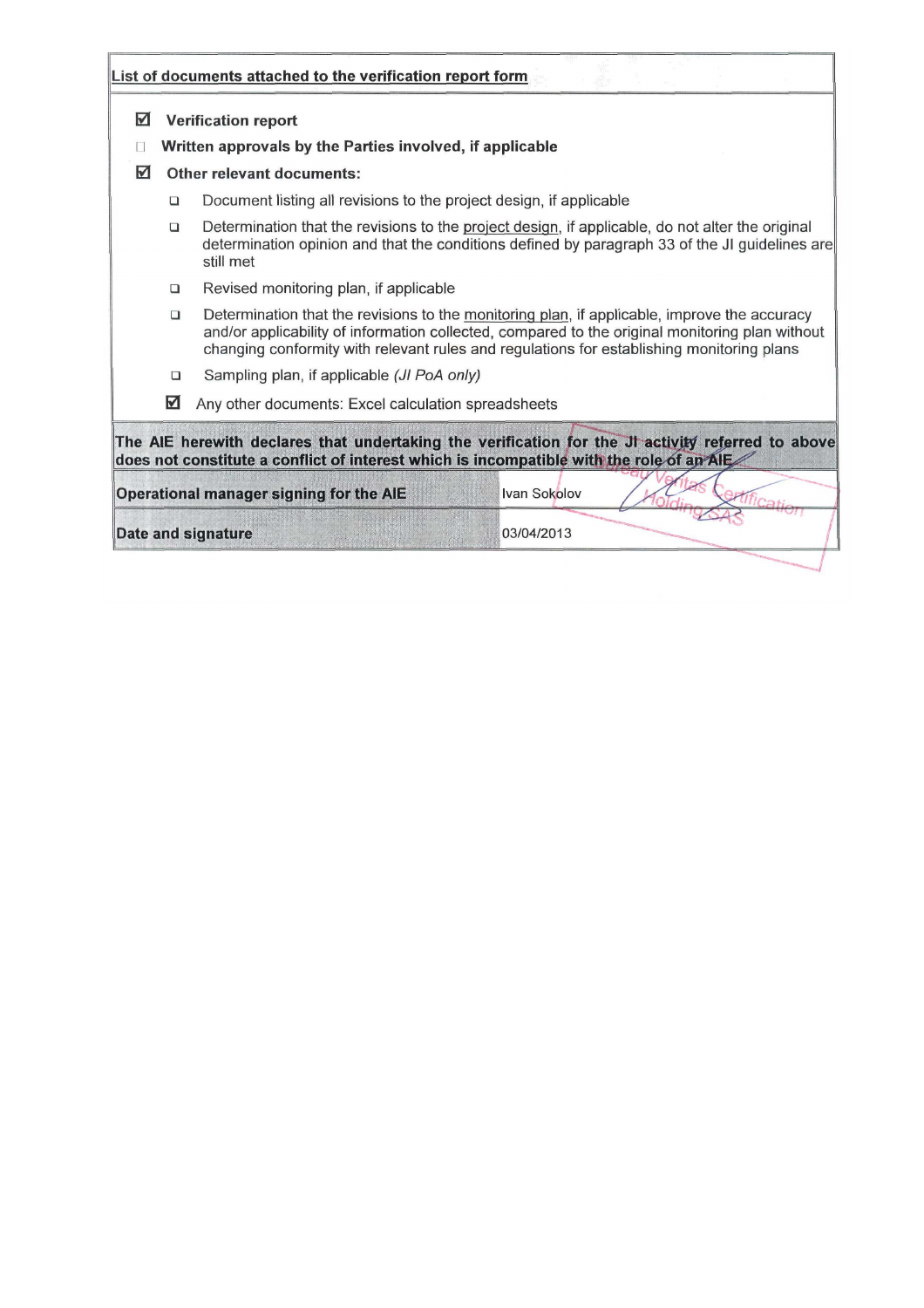**List of documents attached to the verification report form**

- ☑ **Verification report**
- ☐ **Written approvals by the Parties involved, if applicable**
- ☑ **Other relevant documents:**
  - ☐ Document listing all revisions to the project design, if applicable
  - ☐ Determination that the revisions to the project design, if applicable, do not alter the original determination opinion and that the conditions defined by paragraph 33 of the JI guidelines are still met
  - ☐ Revised monitoring plan, if applicable
  - ☐ Determination that the revisions to the monitoring plan, if applicable, improve the accuracy and/or applicability of information collected, compared to the original monitoring plan without changing conformity with relevant rules and regulations for establishing monitoring plans
  - ☐ Sampling plan, if applicable *(JI PoA only)*
  - ☑ Any other documents: Excel calculation spreadsheets

| | |
|---|---|
| **The AIE herewith declares that undertaking the verification for the JI activity referred to above does not constitute a conflict of interest which is incompatible with the role of an AIE** | |
| **Operational manager signing for the AIE** | Ivan Sokolov |
| **Date and signature** | 03/04/2013 |

Bureau Veritas Certification Holding SAS